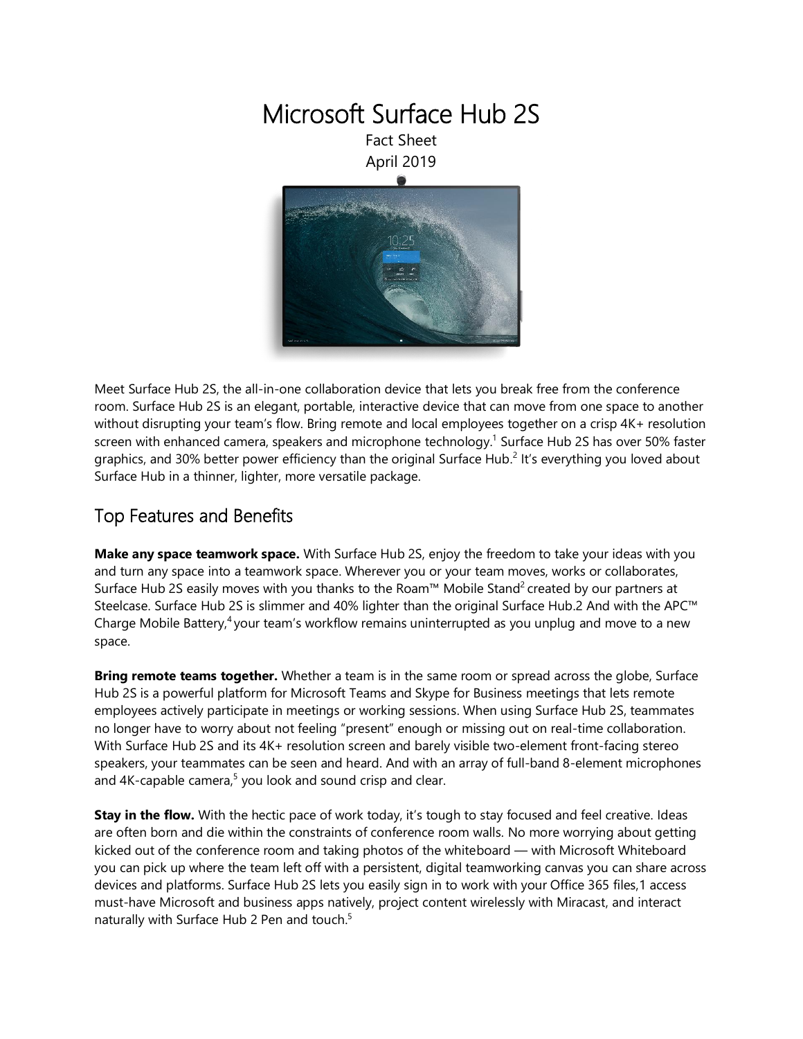# Microsoft Surface Hub 2S

Fact Sheet

April 2019

Meet Surface Hub 2S, the all-in-one collaboration device that lets you break free from the conference room. Surface Hub 2S is an elegant, portable, interactive device that can move from one space to another without disrupting your team's flow. Bring remote and local employees together on a crisp 4K+ resolution screen with enhanced camera, speakers and microphone technology.[1] Surface Hub 2S has over 50% faster graphics, and 30% better power efficiency than the original Surface Hub.[2] It's everything you loved about Surface Hub in a thinner, lighter, more versatile package.

## Top Features and Benefits

**Make any space teamwork space.** With Surface Hub 2S, enjoy the freedom to take your ideas with you and turn any space into a teamwork space. Wherever you or your team moves, works or collaborates, Surface Hub 2S easily moves with you thanks to the Roam™ Mobile Stand[2] created by our partners at Steelcase. Surface Hub 2S is slimmer and 40% lighter than the original Surface Hub.2 And with the APC™ Charge Mobile Battery,[4] your team's workflow remains uninterrupted as you unplug and move to a new space.

**Bring remote teams together.** Whether a team is in the same room or spread across the globe, Surface Hub 2S is a powerful platform for Microsoft Teams and Skype for Business meetings that lets remote employees actively participate in meetings or working sessions. When using Surface Hub 2S, teammates no longer have to worry about not feeling "present" enough or missing out on real-time collaboration. With Surface Hub 2S and its 4K+ resolution screen and barely visible two-element front-facing stereo speakers, your teammates can be seen and heard. And with an array of full-band 8-element microphones and 4K-capable camera,[5] you look and sound crisp and clear.

**Stay in the flow.** With the hectic pace of work today, it's tough to stay focused and feel creative. Ideas are often born and die within the constraints of conference room walls. No more worrying about getting kicked out of the conference room and taking photos of the whiteboard — with Microsoft Whiteboard you can pick up where the team left off with a persistent, digital teamworking canvas you can share across devices and platforms. Surface Hub 2S lets you easily sign in to work with your Office 365 files,1 access must-have Microsoft and business apps natively, project content wirelessly with Miracast, and interact naturally with Surface Hub 2 Pen and touch.[5]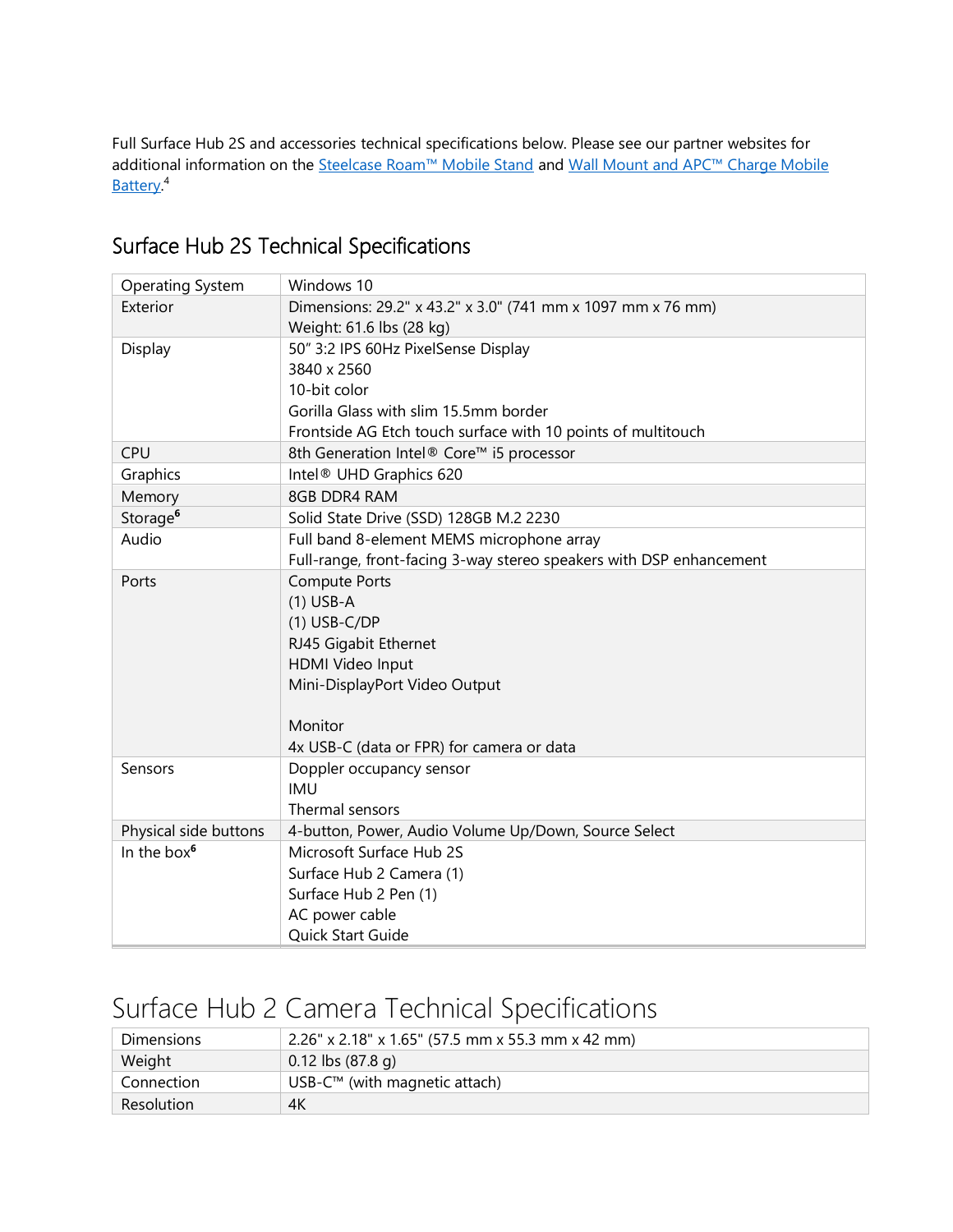Full Surface Hub 2S and accessories technical specifications below. Please see our partner websites for additional information on the Steelcase Roam™ Mobile Stand and Wall Mount and APC™ Charge Mobile Battery.[4]

## Surface Hub 2S Technical Specifications

| | |
|---|---|
| Operating System | Windows 10 |
| Exterior | Dimensions: 29.2" x 43.2" x 3.0" (741 mm x 1097 mm x 76 mm)<br>Weight: 61.6 lbs (28 kg) |
| Display | 50" 3:2 IPS 60Hz PixelSense Display<br>3840 x 2560<br>10-bit color<br>Gorilla Glass with slim 15.5mm border<br>Frontside AG Etch touch surface with 10 points of multitouch |
| CPU | 8th Generation Intel® Core™ i5 processor |
| Graphics | Intel® UHD Graphics 620 |
| Memory | 8GB DDR4 RAM |
| Storage[6] | Solid State Drive (SSD) 128GB M.2 2230 |
| Audio | Full band 8-element MEMS microphone array<br>Full-range, front-facing 3-way stereo speakers with DSP enhancement |
| Ports | Compute Ports<br>(1) USB-A<br>(1) USB-C/DP<br>RJ45 Gigabit Ethernet<br>HDMI Video Input<br>Mini-DisplayPort Video Output<br><br>Monitor<br>4x USB-C (data or FPR) for camera or data |
| Sensors | Doppler occupancy sensor<br>IMU<br>Thermal sensors |
| Physical side buttons | 4-button, Power, Audio Volume Up/Down, Source Select |
| In the box[6] | Microsoft Surface Hub 2S<br>Surface Hub 2 Camera (1)<br>Surface Hub 2 Pen (1)<br>AC power cable<br>Quick Start Guide |

# Surface Hub 2 Camera Technical Specifications

| | |
|---|---|
| Dimensions | 2.26" x 2.18" x 1.65" (57.5 mm x 55.3 mm x 42 mm) |
| Weight | 0.12 lbs (87.8 g) |
| Connection | USB-C™ (with magnetic attach) |
| Resolution | 4K |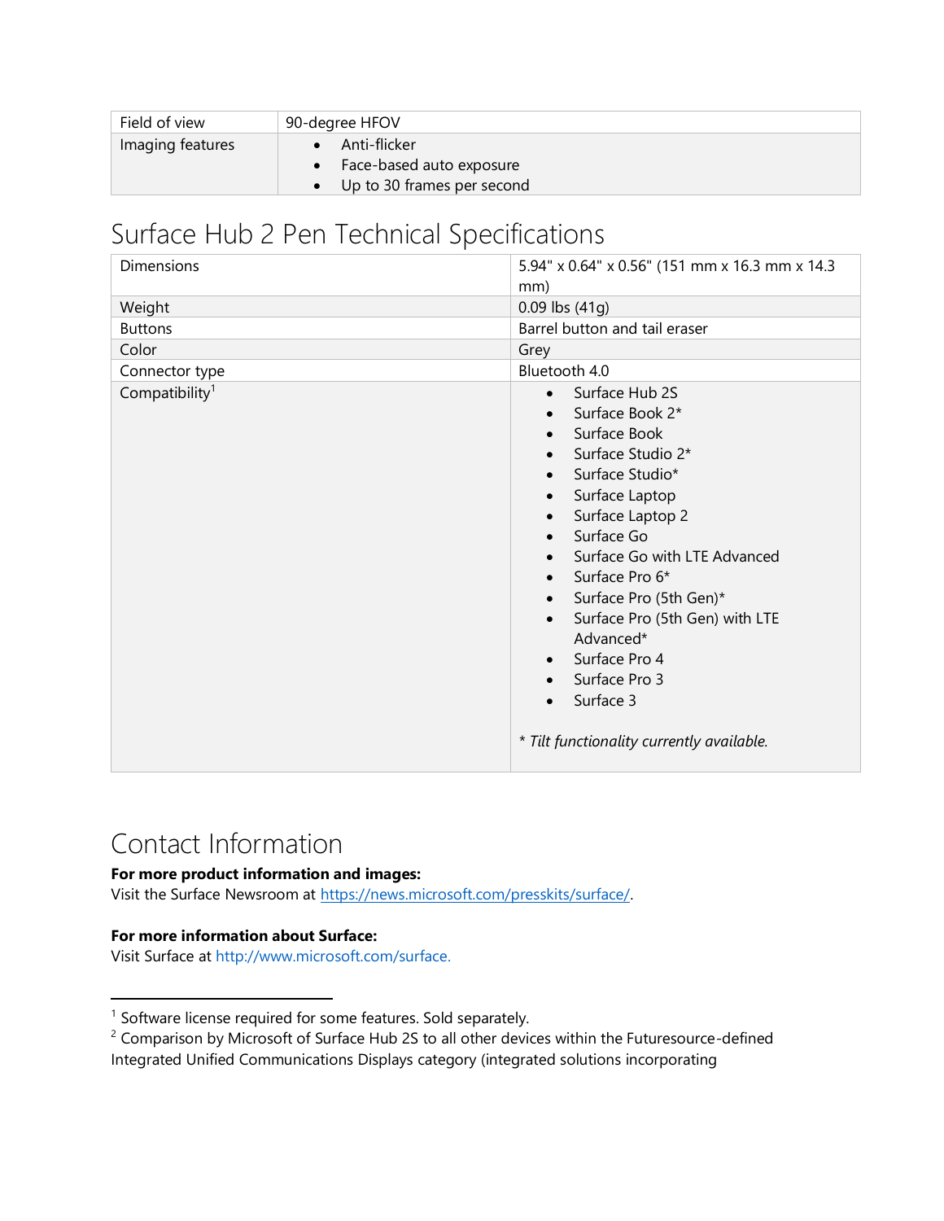| Field of view | 90-degree HFOV |
|---|---|
| Imaging features | • Anti-flicker<br>• Face-based auto exposure<br>• Up to 30 frames per second |

## Surface Hub 2 Pen Technical Specifications

| Dimensions | 5.94" x 0.64" x 0.56" (151 mm x 16.3 mm x 14.3 mm) |
|---|---|
| Weight | 0.09 lbs (41g) |
| Buttons | Barrel button and tail eraser |
| Color | Grey |
| Connector type | Bluetooth 4.0 |
| Compatibility[1] | • Surface Hub 2S<br>• Surface Book 2*<br>• Surface Book<br>• Surface Studio 2*<br>• Surface Studio*<br>• Surface Laptop<br>• Surface Laptop 2<br>• Surface Go<br>• Surface Go with LTE Advanced<br>• Surface Pro 6*<br>• Surface Pro (5th Gen)*<br>• Surface Pro (5th Gen) with LTE Advanced*<br>• Surface Pro 4<br>• Surface Pro 3<br>• Surface 3<br><br>*\* Tilt functionality currently available.* |

## Contact Information

**For more product information and images:**
Visit the Surface Newsroom at https://news.microsoft.com/presskits/surface/.

**For more information about Surface:**
Visit Surface at http://www.microsoft.com/surface.

---

[1] Software license required for some features. Sold separately.
[2] Comparison by Microsoft of Surface Hub 2S to all other devices within the Futuresource-defined Integrated Unified Communications Displays category (integrated solutions incorporating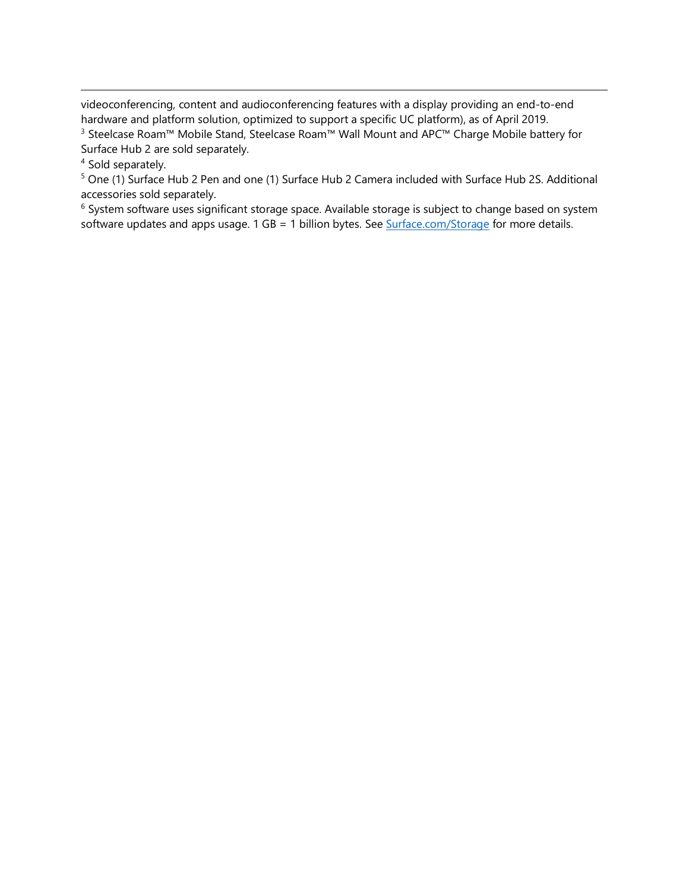videoconferencing, content and audioconferencing features with a display providing an end-to-end hardware and platform solution, optimized to support a specific UC platform), as of April 2019.

[3] Steelcase Roam™ Mobile Stand, Steelcase Roam™ Wall Mount and APC™ Charge Mobile battery for Surface Hub 2 are sold separately.

[4] Sold separately.

[5] One (1) Surface Hub 2 Pen and one (1) Surface Hub 2 Camera included with Surface Hub 2S. Additional accessories sold separately.

[6] System software uses significant storage space. Available storage is subject to change based on system software updates and apps usage. 1 GB = 1 billion bytes. See [Surface.com/Storage](Surface.com/Storage) for more details.